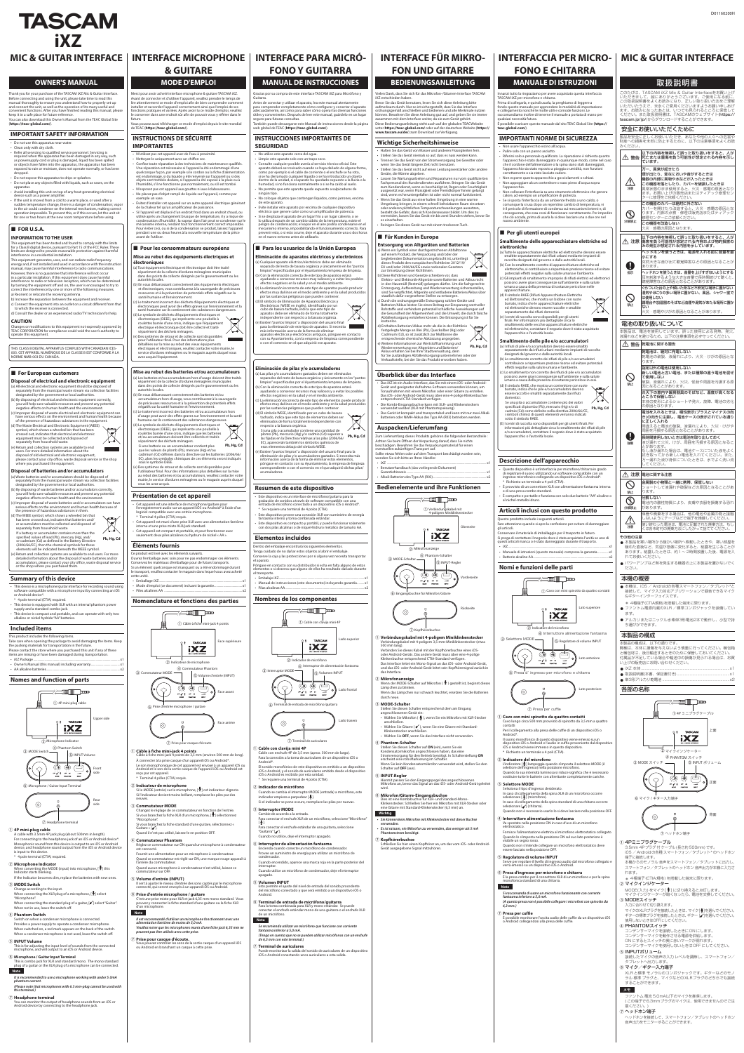# TASCAM iXZ

# MIC & GUITAR INTERFACE

## OWNER'S MANUAL

Thank you for your purchase of the TASCAM iXZ Mic & Guitar Interface. Before connecting and using the unit, please take time to read this manual thoroughly to ensure you understand how to properly set up and connect the unit, as well as the operation of its many useful and convenient functions. After you have finished reading this manual, please keep it in a safe place for future reference.

You can also download this Owner's Manual from the TEAC Global Site (https://teac-global.com/).

### IMPORTANT SAFETY INFORMATION

- Do not use this apparatus near water.
- Clean only with dry cloth.
- Refer all servicing to qualified service personnel. Servicing is required when the apparatus has been damaged in any way, such as power-supply cord or plug is damaged, liquid has been spilled or objects have fallen into the apparatus, the apparatus has been exposed to rain or moisture, does not operate normally, or has been dropped.
- Do not expose this apparatus to drips or splashes.
- Do not place any objects filled with liquids, such as vases, on the apparatus.
- Avoid installing this unit on top of any heat-generating electrical device such as a power amplifier.
- If the unit is moved from a cold to a warm place, or used after a sudden temperature change, there is a danger of condensation; vapor in the air could condense on the internal mechanism, making correct operation impossible. To prevent this, or if this occurs, let the unit sit for one or two hours at the new room temperature before using.

### FOR U.S.A.

**INFORMATION TO THE USER**

This equipment has been tested and found to comply with the limits for a Class B digital device, pursuant to Part 15 of the FCC Rules. These limits are designed to provide reasonable protection against harmful interference in a residential installation.

This equipment generates, uses, and can radiate radio frequency energy and, if not installed and used in accordance with the instruction manual, may cause harmful interference to radio communications. However, there is no guarantee that interference will not occur in a particular installation. If this equipment does cause harmful interference to radio or television reception, which can be determined by turning the equipment off and on, the user is encouraged to try to correct the interference by one or more of the following measures.

a) Reorient or relocate the receiving antenna.
b) Increase the separation between the equipment and receiver.
c) Connect the equipment into an outlet on a circuit different from that to which the receiver is connected.
d) Consult the dealer or an experienced radio/TV technician for help.

**CAUTION**

Changes or modifications to this equipment not expressly approved by TEAC CORPORATION for compliance could void the user's authority to operate this equipment.

THIS CLASS B DIGITAL APPARATUS COMPLIES WITH CANADIAN ICES-003. CET APPAREIL NUMÉRIQUE DE LA CLASSE B EST CONFORME À LA NORME NMB-003 DU CANADA.

### For European customers

**Disposal of electrical and electronic equipment**

(a) All electrical and electronic equipment should be disposed of separately from the municipal waste stream via collection facilities designated by the government or local authorities.
(b) By disposing of electrical and electronic equipment correctly, you will help save valuable resources and prevent any potential negative effects on human health and the environment.
(c) Improper disposal of waste electrical and electronic equipment can have serious effects on the environment and human health because of the presence of hazardous substances in the equipment.
(d) The Waste Electrical and Electronic Equipment (WEEE) symbol, which shows a wheeled bin that has been crossed out, indicates that electrical and electronic equipment must be collected and disposed of separately from household waste.
(e) Return and collection systems are available to end users. For more detailed information about the disposal of old electrical and electronic equipment, please contact your city office, waste disposal service or the shop where you purchased the equipment.

**Disposal of batteries and/or accumulators**

(a) Waste batteries and/or accumulators should be disposed of separately from the municipal waste stream via collection facilities designated by the government or local authorities.
(b) By disposing of waste batteries and/or accumulators correctly, you will help save valuable resources and prevent any potential negative effects on human health and the environment.
(c) Improper disposal of waste batteries and/or accumulators can have serious effects on the environment and human health because of the presence of hazardous substances in them.
(d) The WEEE symbol, which shows a wheeled bin that has been crossed out, indicates that batteries and/or accumulators must be collected and disposed of separately from household waste.
If a battery or accumulator contains more than the specified values of lead (Pb), mercury (Hg), and/or cadmium (Cd) as defined in the Battery Directive (2006/66/EC), then the chemical symbols for those elements will be indicated beneath the WEEE symbol.
(e) Return and collection systems are available to end users. For more detailed information about the disposal of waste batteries and/or accumulators, please contact your city office, waste disposal service or the shop where you purchased them.

Pb, Hg, Cd

### Summary of this device

- This device is a microphone/guitar interface for recording sound using software compatible with a microphone input by connecting an iOS or Android device*.
  \* 4-pole terminal (CTIA) required.
- This device is equipped with XLR with an internal phantom power supply and a standard phone jack.
- This device is compact and portable, and can operate with only two alkaline or nickel hydride "AA" batteries.

### Included items

This product includes the following items.
Take care when opening the package to avoid damaging the items. Keep the packing materials for transportation in the future.
Please contact the store where you purchased this unit if any of these items are missing or have been damaged during transportation.

- iXZ Package ... x1
- Owner's Manual (this manual) including warranty ... x1
- AA alkaline batteries ... x2

### Names and function of parts

① 4P mini-plug cable / Upper side / ② Microphone Indicator / ③ MODE Switch / ④ Phantom Switch / ⑤ INPUT Volume / Front side / ⑥ Microphone / Guitar Input Terminal / Rear side / ⑦ Headphone terminal

**① 4P mini-plug cable**
A cable with 3.5mm 4P jack plug (about 500mm in length).
For connecting to the headphone jack of an iOS or Android device*.
Microphone sound from this device is output to an iOS or Android device, and headphone sound output from the iOS or Android device is input to this device.
\* 4-pole terminal (CTIA) required.

**② Microphone Indicator**
When converting the MODE (input) into microphone, this Indicator starts blinking.
If the Indicator becomes dim, replace the batteries with new ones.

**③ MODE Switch**
Change according to the input.
When connecting the XLR plug of a microphone, select "Microphone".
When connecting the standard plug of a guitar, select "Guitar".
When not in use, leave the switch off.

**④ Phantom Switch**
Switch on when a condenser microphone is connected.
Provides a power supply to operate a condenser microphone.
When switched on, a red mark appears on the back of the switch.
When a condenser microphone is not used, leave the switch off.

**⑤ INPUT Volume**
This is for adjusting the input level of sounds from the connected microphone, and will output to an iOS or Android device.

**⑥ Microphone / Guitar Input Terminal**
This is a combo jack for XLR and standard mono. The mono standard plug of a guitar or the XLR plug of a microphone can be connected.

**Note**
*It is recommended to use a microphone working with under 5.3mA phantom current.*
*(Please note that microphones with 6.3 mm plug cannot be used with this terminal.)*

**⑦ Headphone terminal**
You can monitor the output of headphone sounds from an iOS or Android device by connecting to the headphone jack.

---

# INTERFACE MICROPHONE & GUITARE

## MODE D'EMPLOI

Merci pour avoir acheté interface microphone & guitare TASCAM iXZ. Avant de connecter et d'utiliser l'appareil, veuillez prendre le temps de lire attentivement ce mode d'emploi afin de bien comprendre comment installer et raccorder l'appareil correctement ainsi que l'emploi de ses fonctions pratiques et variées. Après avoir lu ce mode d'emploi, veuillez le conserver dans un endroit sûr afin de pouvoir vous y référer dans le futur.

Vous pouvez aussi télécharger ce mode d'emploi depuis le site mondial de TEAC (https://teac-global.com/).

### INSTRUCTIONS DE SÉCURITÉ IMPORTANTES

- N'utilisez pas cet appareil avec de l'eau à proximité.
- Nettoyez-le uniquement avec un chiffon sec.
- Confiez toute réparation à des techniciens de maintenance qualifiés. Une réparation est nécessaire si l'appareil a été endommagé d'une quelconque façon, par exemple si le cordon ou la fiche d'alimentation est endommagé, si du liquide a été renversé sur l'appareil ou si des objets sont tombés dedans, si l'appareil a été exposé à la pluie ou à l'humidité, s'il ne fonctionne pas normalement, ou s'il est tombé.
- N'exposez pas cet appareil aux gouttes ni aux éclaboussures.
- Ne placez pas d'objet rempli de liquide sur l'appareil, comme par exemple un vase.
- Évitez d'installer cet appareil sur un autre appareil électrique dégageant de la chaleur tel qu'un amplificateur de puissance.
- Si l'appareil est déplacé d'un endroit froid dans un endroit chaud, ou utilisé après un changement brusque de température, il y a un danger de condensation d'humidité ; la vapeur dans l'air peut se condenser sur le mécanisme interne, rendant impossible le fonctionnement correct. Pour éviter cela, ou si cela se produit, laissez l'appareil une ou deux heures à la nouvelle température ambiante avant de l'utiliser.

### Pour les consommateurs européens

**Mise au rebut des équipements électriques et électroniques**

(a) Tout équipement électrique et électronique doit être traité séparément de la collecte d'ordures ménagères municipales dans des points de collecte désignés par le gouvernement ou les autorités locales.
(b) En vous débarrassant correctement des équipements électriques et électroniques, vous contribuerez à la sauvegarde de précieuses ressources et à la prévention de potentiels effets négatifs sur la santé humaine et l'environnement.
(c) Le traitement incorrect des déchets d'équipements électriques et électroniques peut avoir des effets graves sur l'environnement et la santé humaine en raison de la présence de substances dangereuses dans les équipements.
(d) Le symbole de déchets d'équipements électriques et électroniques (DEEE), qui représente une poubelle à roulettes barrée d'une croix, indique que les équipements électriques et électroniques doivent être collectés et traités séparément des déchets ménagers.
(e) Des systèmes de retour et de collecte sont disponibles pour l'utilisateur final. Pour des informations plus détaillées sur la mise au rebut des vieux équipements électriques et électroniques, veuillez contacter votre mairie, le service d'ordures ménagères ou le magasin auprès duquel vous avez acheté l'équipement.

**Mise au rebut des batteries et/ou accumulateurs**

(a) Les batteries et/ou accumulateurs hors d'usage doivent être traités séparément de la collecte d'ordures ménagères municipales dans des points de collecte désignés par le gouvernement ou les autorités locales.
(b) En vous débarrassant correctement des batteries et/ou accumulateurs hors d'usage, vous contribuerez à la sauvegarde de précieuses ressources et à la prévention de potentiels effets négatifs sur la santé humaine et l'environnement.
(c) Le traitement incorrect des batteries et/ou accumulateurs hors d'usage peut avoir des effets graves sur l'environnement et la santé humaine car ils contiennent des substances dangereuses.
(d) Le symbole de déchets d'équipements électriques et électroniques (DEEE), qui représente une poubelle à roulettes barrée d'une croix, indique que les batteries et/ou accumulateurs doivent être collectés et traités séparément des déchets ménagers.
Si une batterie ou un accumulateur contient plus que les valeurs de plomb (Pb), mercure (Hg) et/ou cadmium (Cd) définies dans la directive sur les batteries (2006/66/CE), alors les symboles chimiques de ces éléments seront indiqués sous le symbole DEEE.
(e) Des systèmes de retour et de collecte sont disponibles pour l'utilisateur final. Pour des informations plus détaillées sur la mise au rebut des batteries et/ou accumulateurs, veuillez contacter votre mairie, le service d'ordures ménagères ou le magasin auprès duquel vous les avez achetés.

### Présentation de cet appareil

- Cet appareil est une interface de microphone/guitare pour l'enregistrement audio sur un appareil iOS ou Android* à l'aide d'un logiciel compatible avec une entrée microphone.
  \* Terminal 4 pôles (CTIA) requis.
- Cet appareil est muni d'une prise XLR avec une alimentation fantôme interne et une prise mono (jack) standard.
- Cet appareil est compact et portable, et peut fonctionner avec seulement deux piles alcalines ou hydrure de nickel « AA ».

### Éléments fournis

Ce produit est livré avec les éléments suivants.
Ouvrez l'emballage avec soin pour ne pas endommager ces éléments. Conservez les matériaux d'emballage pour de futurs transports.
Si un élément quelconque est manquant ou a été endommagé durant le transport, veuillez contacter le magasin dans lequel vous avez acheté cette unité.

- Emballage iXZ ... x1
- Mode d'emploi (ce document) incluant la garantie ... x1
- Piles alcalines AA ... x2

### Nomenclature et fonctions des parties

① Câble à fiche mini-jack 4 points / Face supérieure / ② Indicateur de microphone / ③ Commutateur MODE / ④ Commutateur Phantom / ⑤ Volume d'entrée (INPUT) / Face avant / ⑥ Prise d'entrée microphone / guitare / Face arrière / ⑦ Prise pour casque d'écoute

**① Câble à fiche mini-jack 4 points**
Câble à fiche mini-jack 4 points de 3,5 mm (environ 500 mm de long).
À connecter à la prise casque d'un appareil iOS ou Android*.
Le son microphonique de cet appareil est envoyé à un appareil iOS ou Android et le son de la sortie casque de l'appareil iOS ou Android est reçu par cet appareil.
\* Terminal 4 pôles (CTIA) requis.

**② Indicateur de microphone**
Si le MODE (entrée) sur le microphone, cet indicateur clignote.
Si l'indicateur devient moins brillant, remplacez les piles par des neuves.

**③ Commutateur MODE**
Changez le réglage de ce commutateur en fonction de l'entrée.
Si vous branchez la fiche XLR d'un microphone, sélectionnez « Microphone ».
Si vous branchez la fiche standard d'une guitare, sélectionnez Guitare.
Quand il n'est pas utilisé, laissez-le en position OFF.

**④ Commutateur Phantom**
Réglez ce commutateur sur ON quand un microphone à condensateur est connecté.
Fournit une alimentation pour un microphone à condensateur.
Quand ce commutateur est réglé sur ON, une marque rouge apparaît à l'arrière de ce commutateur.
Quand aucun microphone à condensateur n'est utilisé, laissez ce commutateur sur OFF.

**⑤ Volume d'entrée (INPUT)**
Il sert à ajuster le niveau d'entrée des sons captés par le microphone connecté, qui seront envoyés à un appareil iOS ou Android.

**⑥ Prise d'entrée microphone / guitare**
C'est une prise mixte pour XLR et jack 6,35 mm mono standard. Vous pouvez y connecter la fiche standard d'une guitare ou la fiche XLR d'un microphone.

**Note**
*Il est recommandé d'utiliser un microphone fonctionnant avec une alimentation fantôme de moins de 5,3 mA.*
*(Veuillez noter que les microphones munis d'une fiche jack 6,35 mm ne peuvent pas être utilisés avec cette prise.)*

**⑦ Prise pour casque d'écoute**
Vous pouvez contrôler les sons de la sortie casque d'un appareil iOS ou Android en branchant un casque à cette prise.

---

# INTERFACE PARA MICRÓFONO Y GUITARRA

## MANUAL DE INSTRUCCIONES

Gracias por su compra de este interface TASCAM iXZ para Micrófono y Guitarra.
Antes de conectar y utilizar el aparato, lea este manual atentamente para comprender completamente cómo configurar y conectar el aparato adecuadamente, así como para saber cómo operar las diversas funciones útiles y convenientes. Después de leer este manual, guárdelo en un lugar seguro para futuras consultas.
También puede descargarse este Manual de instrucciones desde la página web global de TEAC (https://teac-global.com/).

### INSTRUCCIONES IMPORTANTES DE SEGURIDAD

- No utilice este aparato cerca del agua.
- Limpie este aparato solo con un trapo seco.
- Consulte cualquier posible avería al servicio técnico oficial. Este aparato deberá ser revisado cuando se haya dañado de alguna forma, como por ejemplo si el cable de corriente o el enchufe se ha roto, si se ha derramado cualquier líquido o se ha introducido un objeto dentro de la unidad, si el aparato ha quedado expuesto a la lluvia o la humedad, si no funciona normalmente o si se ha caído al suelo.
- No permita que este aparato quede expuesto a salpicaduras de ningún tipo.
- No coloque objetos que contengan líquidos, como jarrones, encima de este aparato.
- Evite instalar este aparato por encima de cualquier dispositivo eléctrico que genere calor como un amplificador de potencia.
- Si se desplaza el aparato de un lugar frío a un lugar caliente, o se le utiliza después de un cambio súbito de temperatura, existe el peligro de condensación; el vapor de agua del aire puede condensarse en el mecanismo interno, impidiendo el funcionamiento correcto. Para prevenir esto, o si esto ocurre, deje el aparato durante una o dos horas en el nuevo entorno antes de utilizarlo.

### Para los usuarios de la Unión Europea

**Eliminación de aparatos eléctricos y electrónicos**

(a) Cualquier aparato eléctrico/electrónico debe ser eliminado separado del resto de basura orgánica y únicamente en los "puntos limpios" especificados por el Ayuntamiento/Gobierno o la Región.
(b) Con la eliminación correcta de este tipo de aparatos estará ayudando a conservar recursos muy valiosos y evitar los posibles efectos negativos en la salud y en el medio ambiente.
(c) La eliminación incorrecta de este tipo de aparatos puede producir efectos muy dañinos en el medio ambiente y en la salud producidos por las sustancias peligrosas que pueden contener.
(d) El símbolo de Eliminación de Aparatos Eléctricos y Electrónicos (WEEE en inglés), identificado por un cubo de basura tachado, indica que este tipo de aparatos deben ser eliminados de forma totalmente independiente con respecto a la basura orgánica.
(e) Existen "puntos limpios" y dispositivos de recogida para la eliminación de este tipo de aparatos. Si necesita más información acerca de la forma de eliminar aparatos eléctricos y electrónicos antiguos, póngase en contacto con su Ayuntamiento, con la empresa de limpieza correspondiente o con el comercio en el que adquirió este aparato.

**Eliminación de pilas y/o acumuladores**

(a) La pilas y/o acumuladores gastados deben ser eliminados separado del resto de basura orgánica y únicamente en los "puntos limpios" especificados por el Ayuntamiento/Gobierno o la Región.
(b) Con la eliminación correcta de este tipo de aparatos estará ayudando a conservar recursos muy valiosos y a evitar los posibles efectos negativos en la salud y en el medio ambiente.
(c) La eliminación incorrecta de este tipo de aparatos puede producir efectos muy dañinos en el medio ambiente y en la salud producidos por las sustancias peligrosas que pueden contener.
(d) El símbolo WEEE, identificado por un cubo de basura tachado, indica que este tipo de elementos deben ser eliminados de forma totalmente independiente con respecto a la basura orgánica.
Si una pila o acumulador contiene una cantidad de plomo (Pb), mercurio (Hg) y/o cadmio (Cd) superior a las fijadas en la Directiva relativa a las pilas (2006/66/EC), aparecerán también los símbolos químicos de esos elementos debajo del símbolo WEEE.
(e) Existen "puntos limpios" y dispositivos de recogida para la eliminación de pilas y/o acumuladores gastados. Si necesita más información acerca de la forma de eliminar pilas y/o acumuladores, póngase en contacto con su Ayuntamiento, con la empresa de limpieza correspondiente o con el comercio en el que adquirió estos acumuladores.

### Resumen de este dispositivo

- Este dispositivo es un interface de micrófono/guitarra para la grabación de sonidos a través de software compatible con una entrada de micrófono conectado a un dispositivo iOS o Android*.
  \* Se requiere una terminal de 4 polos (CTIA).
- Este dispositivo provee una conexión XLR con suministro de energía fantasma interno y toma estándar de teléfono.
- Este dispositivo es compacto y portátil, y puede funcionar solamente con dos baterías alcalinas o hidruro metálico de tamaño AA.

### Elementos incluidos

Dentro del embalaje encontrará los siguientes elementos.
Tenga cuidado de no dañar estos objetos al abrir el embalaje. Conserve la caja y las protecciones por si alguna vez necesita transportar el aparato.
Póngase en contacto con su distribuidor si echa en falta alguno de estos elementos o si observa que alguno de ellos ha resultado dañado durante el transporte.

- Embalaje iXZ ... x1
- Manual de instrucciones (este documento) incluyendo garantía ... x1
- Pilas alcalinas AA ... x2

### Nombre de los componentes

① Cable con clavija mini-4P / Lado superior / ② Indicador de micrófono / ③ Interruptor MODE / ④ Interruptor de alimentación fantasma / ⑤ Volumen INPUT / Lado frontal / ⑥ Terminal de entrada de micrófono/guitarra / Lado posterior / ⑦ Terminal de auriculares

**① Cable con clavija mini-4P**
Cable con enchufe 4P de 3,5 mm (aprox. 500 mm de largo).
Para la conexión a la toma de auriculares de un dispositivo iOS o Android*.
El sonido micrófono de este dispositivo se emitirá a un dispositivo iOS o Android, y el sonido de auriculares emitido desde el dispositivo iOS o Android es recibido por esta unidad.
\* Se requiere una terminal de 4 polos (CTIA).

**② Indicador de micrófono**
Cuando se cambia el interruptor MODE (entrada) a micrófono, este indicador empieza a parpadear.
Si el indicador se pone oscuro, reemplace las pilas por nuevas.

**③ Interruptor MODE**
Cambie de acuerdo a la entrada.
Para conectar el enchufe XLR de un micrófono, seleccione "Micrófono".
Para conectar el enchufe estándar de una guitarra, seleccione "Guitarra".
Cuando no utilice, deje el interruptor apagado.

**④ Interruptor de alimentación fantasma**
Encienda cuando conecte un micrófono de condensador.
Provee un suministro de energía para utilizar un micrófono de condensador.
Cuando se enciende, aparece una marca roja en la parte posterior del interruptor.
Cuando no utilice un micrófono de condensador, deje el interruptor apagado.

**⑤ Volumen INPUT**
Esto permite el ajuste del nivel de entrada del sonido procedente del micrófono conectado y que será emitido a un dispositivo iOS o Android.

**⑥ Terminal de entrada de micrófono/guitarra**
Para la toma combinada para XLR y mono estándar. Se puede conectar el enchufe estándar mono de una guitarra o el enchufe XLR de un micrófono.

**Nota**
*Se recomienda utilizar un micrófono que funcione con corriente fantasma inferior a 5,3 mA.*
*(Tenga en cuenta que no se pueden utilizar micrófonos con un enchufe de 6,3 mm en este terminal).*

**⑦ Terminal de auriculares**
Puede monitorizar la salida del sonido de auriculares de un dispositivo iOS o Android conectando unos auriculares a esta salida.

---

# INTERFACE FÜR MIKROFON UND GITARRE

## BEDIENUNGSANLEITUNG

Vielen Dank, dass Sie sich für das Mikrofon-/Gitarren-Interface TASCAM iXZ entschieden haben.
Bevor Sie das Gerät benutzen, lesen Sie sich diese Anleitung bitte aufmerksam durch. Nur so ist sichergestellt, dass Sie das Interface ordnungsgemäß anschließen und bedienen und alle Merkmale nutzen können. Bewahren Sie diese Anleitung gut auf, und geben Sie sie immer zusammen mit dem Interface weiter, da sie zum Gerät gehört.
Diese Bedienungsanleitung steht auch auf der globalen TEAC-Website unter https://teac-global.com/ oder auf der deutschen Website (https://www.tascam.eu/de/) zum Download zur Verfügung.

### Wichtige Sicherheitshinweise

- Halten Sie das Gerät von Wasser und anderen Flüssigkeiten fern.
- Stellen Sie das Gerät niemals so auf, dass es nass werden kann.
- Trennen Sie das Gerät von der Stromversorgung bei Gewitter oder wenn Sie das Gerät längere Zeit nicht benutzen.
- Stellen Sie das Gerät nicht auf einen Leistungsverstärker oder andere Geräte, die Wärme abgeben.
- Lassen Sie Wartungsarbeiten und Reparaturen nur von qualifizierten Fachpersonal des Kundendienstes ausführen. Bringen Sie das Gerät zum Kundendienst, wenn es Regen oder Feuchtigkeit ausgesetzt war, wenn Flüssigkeit oder Fremdkörper hinein gelangt sind, wenn es heruntergefallen ist oder nicht normal funktioniert.
- Wenn Sie das Gerät aus einer kalten Umgebung in eine warme Umgebung bringen, in einem schnell beheizten Raum einsetzen oder anderen plötzlichen Temperaturschwankungen aussetzen, besteht die Gefahr, dass sich Kondenswasser bildet. Um dies zu vermeiden, lassen Sie das Gerät ein bis zwei Stunden stehen, bevor Sie es einschalten.
- Reinigen Sie das Gerät nur mit einem trockenen Tuch.

### Für Kunden in Europa

**Entsorgung von Altgeräten und Batterien**

a) Wenn ein Symbol einer durchgestrichenen Abfalltonne auf einem Produkt, der Verpackung und/oder der begleitenden Dokumentation angebracht ist, unterliegt dieses Produkt den europäischen Richtlinien 2012/19/EU und/oder 2006/66/EG sowie nationalen Gesetzen zur Umsetzung dieser Richtlinien.
b) Diese Richtlinien und Gesetze schreiben vor, dass Elektro- und Elektronik-Altgeräte sowie Batterien und Akkus nicht in den Hausmüll (Restmüll) gelangen dürfen. Um die fachgerechte Entsorgung, Aufbereitung und Wiederverwertung sicherzustellen, sind Sie verpflichtet, Altgeräte und entleerte Batterien/Akkus über staatlich dafür vorgesehene Stellen zu entsorgen.
c) Durch die ordnungsgemäße Entsorgung solcher Geräte und Batterien/Akkus leisten Sie einen Beitrag zur Einsparung wertvoller Rohstoffe und verhindern potenziell schädliche Auswirkungen auf die Gesundheit der Allgemeinheit und die Umwelt, die durch falsche Abfallentsorgung entstehen können. Die Entsorgung ist für Sie kostenlos.
d) Enthalten Batterien/Akkus mehr als die in der Richtlinie angegebenen Mengen an Blei (Pb), Quecksilber (Hg) und/oder Cadmium (Cd), so sind die chemischen Symbole dieser Elemente unterhalb des durchgestrichenen Abfalltonnensymbols angegeben.
e) Weitere Informationen zur Wertstoffsammlung und Wiederverwertung von Altgeräten und Batterien/Akkus erhalten Sie bei Ihrer Stadtverwaltung, dem für Sie zuständigen Abfallentsorgungsunternehmen oder der Verkaufsstelle, bei der Sie das Produkt erworben haben.

### Überblick über das Interface

- Mit diesem Interface können Sie mit einem iOS- oder Android-Gerät und geeigneter Aufnahme-Software Mikrofon- oder Gitarrensignale aufzeichnen. Das iOS- oder Android-Gerät muss über eine 4-polige Klinkenbuchse (nach CTIA-Standard) verfügen.
- Die Kombi-Eingangsbuchse kann mit XLR- und Klinkensteckern verwendet werden (XLR mit Phantomspeisung).
- Das Gerät ist kompakt und transportabel und kann mit nur zwei Alkali-Batterien oder NiMH-Akkus des Typs AA (R6) betrieben werden.

### Auspacken/Lieferumfang

Zum Lieferumfang dieses Produkts gehören die folgenden Bestandteile.
Achten Sie beim Öffnen der Verpackung darauf, dass Sie nichts beschädigen. Bewahren Sie das Verpackungsmaterial für einen eventuellen Transport auf.
Sollte etwas fehlen oder auf dem Transport beschädigt worden sein, wenden Sie sich bitte an Ihren Händler.

- iXZ ... x1
- Benutzerhandbuch (das vorliegende Dokument) ... x1
- Garantiekarte ... x1
- Alkali-Batterien des Typs AA (R6) ... x2

### Bedienelemente und ihre Funktionen

① Verbindungskabel mit 4-poligem Miniklinkenstecker / Oberseite / ② Mikrofonanzeige / ③ MODE-Schalter / ④ Phantom-Schalter / ⑤ INPUT-Regler / Vorderseite / ⑥ Eingangsbuchse für Mikrofon/Gitarre / Rückseite / ⑦ Kopfhörerbuchse

**① Verbindungskabel mit 4-poligem Miniklinkenstecker**
Verbindungskabel mit 4-poligem 3,5-mm-Miniklinkenstecker (etwa 500 mm lang).
Verbinden Sie dieses Kabel mit der Kopfhörerbuchse eines iOS- oder Android-Geräts. Das Gerät muss über eine 4-polige Klinkenbuchse entsprechend CTIA-Standard verfügen.
Das Interface leitet ein Mikrofonsignal an das iOS- oder Android-Gerät, und das iOS- oder Android-Gerät leitet sein Kopfhörersignal zurück an das Interface.

**② Mikrofonanzeige**
Wenn der MODE-Schalter auf Mikrofon gestellt ist, beginnt dieses Lämpchen zu blinken.
Wenn das Lämpchen nur schwach leuchtet, ersetzen Sie die Batterien durch neue.

**③ MODE-Schalter**
Stellen Sie diesen Schalter entsprechend dem am Eingang angeschlossenen Gerät ein:
– Wählen Sie Mikrofon, wenn Sie ein Mikrofon mit XLR-Stecker anschließen.
– Wählen Sie Gitarre, wenn Sie eine Gitarre mit Standard-Klinkenstecker anschließen.
– Wählen Sie OFF, wenn Sie das Interface nicht verwenden.

**④ Phantom-Schalter**
Stellen Sie diesen Schalter auf ON (ein), wenn Sie ein Kondensatormikrofon angeschlossen haben, das eine Stromversorgung für den Betrieb benötigt. In der Schalterstellung ON erscheint eine rote Markierung am Schalter.
Wenn Sie kein Kondensatormikrofon verwenden, stellen Sie den Schalter auf OFF (aus).

**⑤ INPUT-Regler**
Hiermit passen Sie den Eingangspegel des angeschlossenen Mikrofons an, bevor das Signal an das iOS- oder Android-Gerät geleitet wird.

**⑥ Mikrofon-/Gitarre-Eingangsbuchse**
Dies ist eine Kombibuchse für XLR- und Standard-Mono-Klinkenstecker. Schließen Sie hier ein Mikrofon mit XLR-Stecker oder eine Gitarre mit Standard-Klinkenstecker (6,3 mm) an.

**Wichtig**
- *Sie können kein Mikrofon mit Klinkenstecker mit dieser Buchse verwenden.*
- *Es ist ratsam, ein Mikrofon zu verwenden, das weniger als 5,3 mA Phantomstrom benötigt.*

**⑦ Kopfhörerbuchse**
Schließen Sie hier einen Kopfhörer an, um das vom iOS- oder Android-Gerät ausgegebene Signal mitzuhören.

---

# INTERFACCIA PER MICROFONO E CHITARRA

## MANUALE DI ISTRUZIONI

Innanzi tutto la ringraziamo per avere acquistato questa interfaccia TASCAM iXZ per microfono e chitarra.
Prima di collegarla, e quindi usarla, la preghiamo di leggere a fondo questo manuale per apprendere le modalità di impostazione e collegamento nonché le molte utili e comode funzioni. Le raccomandiamo inoltre di tenere il manuale a portata di mano per qualsiasi necessità futura.
È possibile scaricare questo manuale dal sito TEAC Global Site (https://teac-global.com/).

### IMPORTANTI NORME DI SICUREZZA

- Non usare l'apparecchio vicino all'acqua.
- Pulire solo con un panno asciutto.
- Rivolgersi solo a personale qualificato. La riparazione è richiesta quando l'apparecchio è stato danneggiato in qualunque modo, come nel caso che il cordone dell'alimentatore o la spina siano stati danneggiati, l'apparecchio sia stato esposto a pioggia o umidità, non funzioni correttamente o sia stato lasciato cadere.
- Non esporre questo apparecchio a gocciolamenti o schizzi.
- Non appoggiare alcun contenitore o vaso pieno d'acqua sopra l'apparecchio.
- Non collocare l'interfaccia su uno strumento elettronico che generi calore, ad esempio un amplificatore di potenza.
- Se si sposta l'interfaccia da un ambiente freddo a uno caldo, o comunque la si usa dopo un repentino cambio di temperatura, vi è il pericolo di formazione di condensa sui meccanismi interni e di conseguenza, che essa cessi di funzionare correttamente. Per impedire che ciò accada, prima di usarla la si deve lasciare una o due ore nel nuovo ambiente.

### Per gli utenti europei

**Smaltimento delle apparecchiature elettriche ed elettroniche**

(a) Tutte le apparecchiature elettriche ed elettroniche devono essere smaltite separatamente dai rifiuti urbani mediante impianti di raccolta designati dal governo o dalle autorità locali.
(b) Con lo smaltimento corretto di apparecchiature elettriche ed elettroniche, si contribuisce a risparmiare preziose risorse ed evitare potenziali effetti negativi sulla salute umana e l'ambiente.
(c) Lo smaltimento improprio di rifiuti elettrici ed elettronici può avere gravi conseguenze sull'ambiente e sulla salute umana a causa della presenza di sostanze pericolose nelle apparecchiature.
(d) Il simbolo RAEE (Rifiuti Apparecchiature Elettriche ed Elettroniche), che mostra un bidone con ruote barrato, indica che le apparecchiature elettriche ed elettroniche devono essere raccolte e smaltite separatamente dai rifiuti domestici.
(e) I centri di raccolta sono disponibili per gli utenti finali. Per informazioni più dettagliate circa lo smaltimento delle vecchie apparecchiature elettriche ed elettroniche, contattare il vostro comune, il servizio di smaltimento rifiuti o il negozio dove è stato acquistato l'apparecchio.

**Smaltimento delle pile e/o accumulatori**

(a) I rifiuti di pile e/o accumulatori devono essere smaltiti separatamente dai rifiuti urbani mediante impianti di raccolta designati dal governo o dalle autorità locali.
(b) Lo smaltimento corretto dei rifiuti di pile e/o accumulatori contribuisce a risparmiare preziose risorse ed evitare potenziali effetti negativi sulla salute umana e l'ambiente.
(c) Lo smaltimento non corretto dei rifiuti di pile e/o accumulatori possono avere gravi conseguenze sull'ambiente e sulla salute umana a causa della presenza di sostanze pericolose.
(d) Il simbolo RAEE, che mostra un contenitore con ruote barrato, indica che le pile e/o accumulatori devono essere raccolti e smaltiti separatamente dai rifiuti domestici.
Se una batteria o accumulatore contiene più dei valori specificati di piombo (Pb), mercurio (Hg), e/o cadmio (Cd) come definito nella direttiva sulle batterie (2006/66/CE), i simboli chimici di questi elementi saranno indicati sotto il simbolo RAEE.
(e) I centri di raccolta sono disponibili per gli utenti finali. Per informazioni più dettagliate circa lo smaltimento dei rifiuti di pile e/o accumulatori, contattare il vostro comune, il servizio di smaltimento rifiuti o il negozio dove è stato acquistato l'apparecchio.

### Descrizione dell'apparecchio

- Questo dispositivo è un'interfaccia per microfono/chitarra in grado di registrare il suono utilizzando un software compatibile con un ingresso microfonico collegando un dispositivo iOS o Android*.
  \* Richiesto un terminale a 4 poli (CTIA).
- È provvisto di un connettore XLR con alimentazione fantasma interna e di una presa mono standard.
- È compatto e portatile e funziona con solo due batterie "AA" alcaline o al nichel-metallo idruro.

### Articoli inclusi con questo prodotto

Questo prodotto include i seguenti articoli.
Fare attenzione quando si apre la confezione per evitare di danneggiare gli articoli.
Conservare il materiale di imballaggio per il trasporto in futuro.
Si prega di contattare il negozio dove è stata acquistata l'unità se uno di questi articoli manca o è stato danneggiato durante il trasporto.

- iXZ ... x1
- Manuale di istruzioni (questo manuale) compresa la garanzia ... x1
- Batterie alcaline AA ... x2

### Nomi e funzioni delle parti

① Cavo con mini spinotto da quattro contatti / Lato superiore / ② Indicatore del microfono / ③ Selettore MODE / ④ Interruttore alimentazione phantom / ⑤ Regolatore di volume INPUT / Lato frontale / ⑥ Presa d'ingresso per microfono e chitarra / Lato posteriore / ⑦ Presa per cuffie

**① Cavo con mini spinotto da quattro contatti**
Cavo lungo circa 500 mm provvisto di spinotto da 3,5 mm a quattro contatti.
Per il collegamento alla presa delle cuffie di un dispositivo iOS o Android*.
Il suono microfonico di questo dispositivo viene inviato su un dispositivo iOS o Android e l'audio in cuffia proveniente dal dispositivo iOS o Android viene immesso in questo dispositivo.
\* Richiesto un terminale a 4 poli (CTIA).

**② Indicatore del microfono**
L'indicatore lampeggia quando il selettore MODE (il selettore dell'ingresso) è nella posizione microfono.
Quando la sua intensità luminosa si riduce significa che è necessario sostituire tutte le batterie con altrettante completamente cariche.

**③ Selettore MODE**
Seleziona il tipo di ingresso desiderato.
In caso di collegamento della spina XLR di un microfono occorre selezionare (microfono).
In caso di collegamento della spina standard di una chitarra occorre selezionare (chitarra).
Quando non è necessario usarlo lo si deve lasciare nella posizione OFF.

**④ Interruttore alimentazione fantasma**
Va spostato sulla posizione ON in caso d'uso di un microfono elettrostatico.
Fornisce l'alimentazione elettrica al microfono elettrostatico collegato.
Quando lo si imposta nella posizione ON sul suo lato posteriore è visibile un segno rosso.
Quando non s'intende collegare un microfono elettrostatico deve essere lasciato nella posizione OFF.

**⑤ Regolatore di volume INPUT**
Serve per regolare il livello di ingresso audio del microfono collegato e verrà inviato su un dispositivo iOS o Android.

**⑥ Presa d'ingresso per microfono e chitarra**
È la presa combo per il connettore XLR di un microfono o per la spina mono standard di una chitarra.

**Note**
*Si raccomanda di usare un microfono funzionante con corrente fantasma inferiore a 5,3 mA.*
*(A questa presa non è possibile collegare i microfono con spinotto da 6,3 mm.)*

**⑦ Presa per cuffie**
È possibile monitorare l'uscita audio delle cuffie di un dispositivo iOS o Android collegando alla presa delle cuffie.

---

# MIC & GUITAR INTERFACE

## 取扱説明書

このたびは、TASCAM iXZ（Mic & Guitar Interface）をお買い上げいただきまして、誠にありがとうございます。
ご使用になる前に、この取扱説明書をよくお読みになり、正しい取り扱い方法をご理解いただいた上で、末永くご愛用くださいますようお願い申しあげます。お読みになったあとは、いつでも見られるところに保管してください。
また取扱説明書は、TASCAMのウェブサイト（https://tascam.jp/jp/）からダウンロードすることができます。

### 安全にお使いいただくために

製品を安全に正しくお使いいただき、あなたや他の人々への危害や財産への損害を未然に防止するために、以下の注意事項をよくお読みください。

**警告** 以下の内容を無視して誤った取り扱いをすると、人が死亡または重傷を負う可能性が想定される内容を示しています。

- 万一、異常が起きたら　煙が出たり、変なにおいや音がするときは／機器の内部に異物や水などが入ったときは／この機器を落としたり、カバーを破損したときは　電池を取り外す。異常状態のまま使用すると、火災・感電の原因となります。お買い上げの販売店またはタスカムカスタマーサポートに修理をご依頼ください。
- この機器のカバーは絶対に外さない　カバーを外したり改造したりすると、火災・感電の原因となります。内部の点検・整備・修理は販売店またはタスカムカスタマーサポートにご依頼ください。
- この機器を改造しない　火災・感電の原因となります。

**注意** 以下の内容を無視して誤った取り扱いをすると、人が傷害を負う可能性または物的損害のみの発生が想定される内容を示しています。

- ヘッドホンをご使用になるときは、音量を上げすぎないようにする　耳を刺激するような大きな音量で長時間続けて聞くと、聴力に悪い影響を与えることがあります。
- ぐらついた台の上や傾いた所など不安定な場所に置かない　落ちたり、倒れたりして、けがの原因となることがあります。
- 窓を閉め切った自動車の中や直射日光が当たる場所など異常に温度が高くなる場所に放置しない　火災の原因となることがあります。
- 湿気やほこりの多い場所に置かない　火災・感電の原因となることがあります。

### 電池の取り扱いについて

本機は電池を使用しています。誤った使用により液漏れ、破裂、発火の原因になる恐れがありますので、以下の注意事項をよくお守りください。

**警告**

- 乾電池を充電しない　乾電池は充電できません。充電すると、破裂、液漏れにより、火災・けがや周囲を汚損する原因となることがあります。
- 指定以外の電池は使用しない／新しい電池と古い電池、種類の違う電池を混ぜて使用しない　破裂、液漏れにより、火災・けがや周囲を汚損する原因となることがあります。
- 電池を加熱、分解したり、火や水の中に入れない　破裂、液漏れにより、火災・けがや周囲を汚損する原因となることがあります。
- 電池をケースに入れるときは、プラス⊕とマイナス⊖の向きに注意し、電池ケースの表示どおり正しく入れる　間違えると電池の破裂、液漏れにより、火災・けがや周囲を汚損する原因となることがあります。
- 電池の液が漏れたときは、電池ケースについた液をよくふき取ってから新しい電池を入れる。万一漏れた液が身体や衣服についたときは、水でよく洗い流す。

**注意**

- 金属製の小物などと一緒に保管しない　ショートして、液漏れ、破裂などの原因となることがあります。
- 分解しない
- 保管や廃棄をする場合は、電池の端子部にテープなどを貼り、絶縁する。使い終わった電池は、地域のルールに従って廃棄してください。

**その他の注意**

- 本機を寒い場所から暖かい場所へ移動したときや、寒い部屋を暖めた直後など、気温が急激に変化すると結露を生じることがあります。結露したときは、約1〜2時間放置してから、お使いください。
- パワーアンプなど熱を発生する機器の上に本機を置かないでください。

### 本機の概要

- 本機は、iOS / Androidの各種スマートフォン / タブレットに接続して、マイク入力対応のアプリケーションで録音できるマイク&ギターインターフェースです。
  ＊ 4極端子（CTIA規格）を搭載した端末に限ります。
- ファンタム電源内蔵のXLR / 標準フォンジャックを装備しています。
- アルカリまたはニッケル水素単3形電池2本で動作し、小型で持ち運びにも便利です。

### 本製品の構成

本製品の構成は、以下の通りです。
開梱は、本体に損傷を与えないよう慎重に行ってください。梱包箱と梱包材は、後日輸送するときのために保管しておいてください。
付属品が不足している場合や輸送中の損傷が見られる場合は、お買い上げの販売店にご連絡ください。

- iXZ 本体 ... 1
- 取扱説明書（本書）、保証書付き ... 1
- 単3形アルカリ乾電池 ... 2

### 各部の名称

① 4Pミニプラグケーブル / 上面 / ② マイクインジケーター / ③ MODEスイッチ / ④ PHANTOMスイッチ / ⑤ INPUTボリューム / 前面 / ⑥ マイク / ギター入力端子 / 背面 / ⑦ ヘッドホン端子

**① 4Pミニプラグケーブル**
3.5mm 4Pプラグ付ケーブル（長さ約500mm）です。
iOS / Androidの各種スマートフォン / タブレット＊のヘッドホン端子に接続します。
本機からのマイク音声をスマートフォン / タブレットに出力し、スマートフォン / タブレットのヘッドホン音声を本機に入力します。
＊ 4極端子（CTIA規格）を搭載した端末に限ります。

**② マイクインジケーター**
MODE（入力）をマイクに切り替えると点灯します。
インジケーターが暗くなったら、電池を交換してください。

**③ MODEスイッチ**
入力に合わせて切り替えます。
マイクのXLRプラグを接続したときは、マイクを選択してください。
ギターの標準プラグを接続したときは、ギターを選択してください。
使用しないときはOFFにします。

**④ PHANTOMスイッチ**
コンデンサーマイクを接続したときにONにします。
コンデンサーマイクを動作させる電源を供給します。
ONにするとスイッチの側面に赤いマークが表示されます。
コンデンサーマイクを使用しないときはOFFにしてください。

**⑤ INPUTボリューム**
接続したマイクの音声の入力レベルを調整し、スマートフォン / タブレットへ出力します。

**⑥ マイク / ギター入力端子**
XLRと標準モノラルのコンボジャックです。ギターなどのモノラル標準プラグ、マイクなどのXLRプラグのどちらでも接続することができます。

**メモ**
ファンタム電流5.3mA以下のマイクを推奨します。
（6.3mmプラグのマイクは、使用できませんのでご注意ください。）

**⑦ ヘッドホン端子**
ヘッドホンを接続して、スマートフォン / タブレットからのヘッドホン音声出力をモニターすることができます。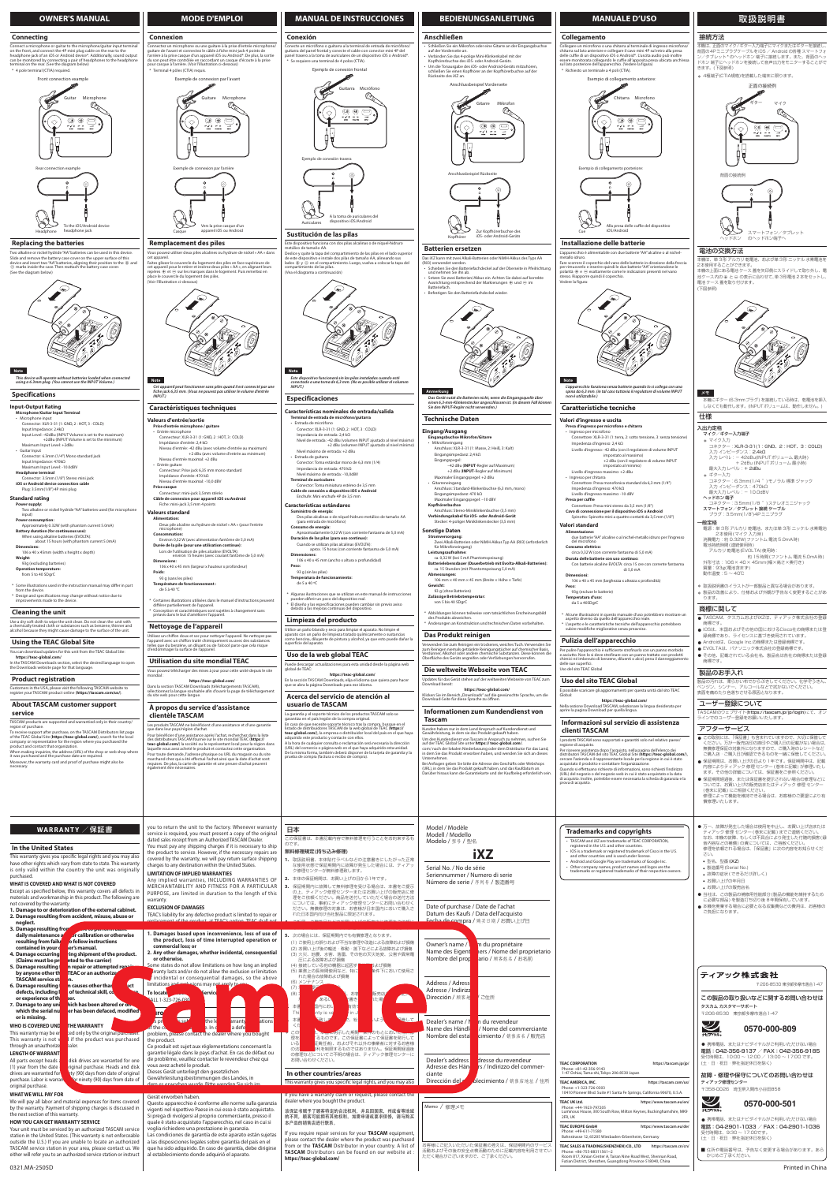# OWNER'S MANUAL

## Connecting

Connect a microphone or guitar to the microphone/guitar input terminal on the front, and connect the 4P mini plug cable on the rear to the headphone jack of an iOS or Android device*. Additionally, sound output can be monitored by connecting a pair of headphones to the headphone terminal on the rear. (See the diagram below.)

* 4-pole terminal (CTIA) required.

Front connection example

Guitar　Microphone

Rear connection example

Headphone　To the iOS/Android device headphone jack

## Replacing the batteries

Two alkaline or nickel hydride "AA" batteries can be used in this device. Slide and remove the battery cover on the upper surface of this device and insert two batteries, aligning their positions to the ⊕ and ⊖ marks inside the case. Then reattach the battery case cover. (See the diagram below.)

**Note**

*This device will operate without batteries loaded when connected using a 6.3mm plug. (You cannot use the INPUT Volume.)*

## Specifications

**Input-Output Rating**

**Microphone/Guitar Input Terminal**

- Microphone input
  Connector: XLR-3-31 (1: GND, 2: HOT, 3: COLD)
  Input Impedance: 2.4kΩ
  Input Level: -42dBu (INPUT Volume is set to maximum)
  +2dBu (INPUT Volume is set to the minimum)
  Maximum Input Level: +2dBu
- Guitar Input
  Connector: 6.3mm (1/4") Mono standard jack
  Input Impedance: 470kΩ
  Maximum Input Level: -10.6dBV

**Headphone terminal**
Connector: 3.5mm (1/8") Stereo mini jack

**iOS or Android device connection cable**
Plug: 3.5mm (1/8") 4P mini plug

**Standard rating**

**Power supply:**
Two alkaline or nickel hydride "AA" batteries used (for microphone input)

**Power consumption:**
Approximately 0.32W (with phantom current 5.0mA)

**Battery duration (for continuous use):**
When using alkaline batteries (EVOLTA):
about 15 hours (with phantom current 5.0mA)

**Dimensions:**
106 x 40 x 45mm (width x height x depth)

**Weight:**
93g (excluding batteries)

**Operation temperature:**
from 5 to 40 degC

* Some illustrations used in the instruction manual may differ in part from the device.
* Design and specifications may change without notice due to improvements made to the device.

## Cleaning the unit

Use a dry soft cloth to wipe the unit clean. Do not clean the unit with a chemically treated cloth or substances such as benzene, thinner and alcohol because they might cause damage to the surface of the unit.

## Using the TEAC Global Site

You can download updates for this unit from the TEAC Global Site:

**https://teac-global.com/**

In the TASCAM Downloads section, select the desired language to open the Downloads website page for that language.

## Product registration

Customers in the USA, please visit the following TASCAM website to register your TASCAM product online (**https://tascam.com/us/**).

## About TASCAM customer support service

TASCAM products are supported and warrantied only in their country/region of purchase.

To receive support after purchase, on the TASCAM Distributors list page of the TEAC Global Site (**https://teac-global.com/**), search for the local company or representative for the region where you purchased the product and contact that organization.

When making inquiries, the address (URL) of the shop or web shop where it was purchased and the purchase date are required.

Moreover, the warranty card and proof of purchase might also be necessary.

# MODE D'EMPLOI

## Connexion

Connectez un microphone ou une guitare à la prise d'entrée microphone/guitare de l'avant et connectez le câble à fiche mini-jack 4 points de l'arrière à la prise casque d'un appareil iOS ou Android*. De plus, le sortie du son peut être contrôlée en raccordant un casque d'écoute à la prise pour casque à l'arrière. (Voir l'illustration ci-dessous)

* Terminal 4 pôles (CTIA) requis.

Exemple de connexion par l'avant

Guitare　Microphone

Exemple de connexion par l'arrière

Casque　Vers la prise casque d'un appareil iOS ou Android

## Remplacement des piles

Vous pouvez utiliser deux piles alcalines ou hydrure de nickel « AA » dans cet appareil.
Faites glisser le couvercle du logement des piles en face supérieure de cet appareil pour le retirer et insérez deux piles « AA », en alignant leurs repères ⊕ et ⊖ sur les marques dans le logement. Puis remettez en place le couvercle du logement des piles.
(Voir l'illustration ci-dessous)

**Note**

*Cet appareil peut fonctionner sans piles quand il est connecté par une fiche jack 6,35 mm. (Vous ne pouvez pas utiliser le volume d'entrée INPUT.)*

## Caractéristiques techniques

**Valeurs d'entrée/sortie**

**Prise d'entrée microphone / guitare**

- Entrée microphone
  Connecteur : XLR-3-31 (1 : GND, 2 : HOT, 3 : COLD)
  Impédance d'entrée : 2,4 kΩ
  Niveau d'entrée : -42 dBu (volume d'entrée au maximum)
  +2 dBu (volume d'entrée au minimum)
  Niveau d'entrée maximal : +2 dBu
- Entrée guitare
  Connecteur : Prise jack 6,35 mm mono standard
  Impédance d'entrée : 470 kΩ
  Niveau d'entrée maximal : -10,6 dBV

**Prise casque**
Connecteur : mini-jack 3,5mm stéréo

**Câble de connexion pour appareil iOS ou Android**
Fiche : mini-jack 3,5 mm 4 points

**Valeurs standard**

**Alimentation :**
Deux piles alcalines ou hydrure de nickel « AA » (pour l'entrée microphone)

**Consommation :**
Environ 0,32 W (avec alimentation fantôme de 5,0 mA)

**Durée de la pile (pour une utilisation continue) :**
Lors de l'utilisation de piles alcalines (EVOLTA) :
environ 15 heures (avec courant fantôme de 5,0 mA)

**Dimensions :**
106 x 40 x 45 mm (largeur x hauteur x profondeur)

**Poids :**
93 g (sans les piles)

**Température de fonctionnement :**
De 5 à 40 °C

* Certaines illustrations utilisées dans le manuel d'instructions peuvent différer partiellement de l'appareil.
* Conception et caractéristiques sont sujettes à changement sans préavis dans le but d'améliorer l'appareil.

## Nettoyage de l'appareil

Utilisez un chiffon doux et sec pour nettoyer l'appareil. Ne nettoyez pas l'appareil avec un chiffon traité chimiquement ou avec des substances telles que du benzène, un diluant ou de l'alcool parce que cela risque d'endommager la surface de l'appareil.

## Utilisation du site mondial TEAC

Vous pouvez télécharger des mises à jour pour cette unité depuis le site mondial :

**https://teac-global.com/**

Dans la section TASCAM Downloads (téléchargements TASCAM), sélectionnez la langue souhaitée afin d'ouvrir la page de téléchargement du site web pour cette langue.

## À propos du service d'assistance clientèle TASCAM

Les produits TASCAM ne bénéficient d'une assistance et d'une garantie que dans leur pays/région d'achat.

Pour bénéficier d'une assistance après l'achat, recherchez dans la liste des distributeurs TASCAM fournie sur le site mondial TEAC (**https://teac-global.com/**) la société ou le représentant local pour la région dans laquelle vous avez acheté le produit et contactez cette organisation.

Pour toute demande, l'adresse physique ou URL du magasin ou du site marchand chez qui a été effectué l'achat ainsi que la date d'achat sont requises. De plus, la carte de garantie et une preuve d'achat peuvent également être nécessaires.

# MANUAL DE INSTRUCCIONES

## Conexión

Conecte un micrófono o guitarra a la terminal de entrada de micrófono/guitarra del panel frontal y conecte el cable con conector mini 4P del panel trasero a la toma de auriculares de un dispositivo iOS o Android*. Además, puede monitorizar la salida de sonido conectando unos auriculares a la terminal de auriculares del panel trasero. (Vea el diagrama de abajo)

* Se requiere una terminal de 4 polos (CTIA).

Ejemplo de conexión frontal

Guitarra　Micrófono

Ejemplo de conexión trasera

Auriculares　A la toma de auriculares del dispositivo iOS/Android

## Sustitución de las pilas

Este dispositivo funciona con dos pilas alcalinas o de níquel-hidruro metálico de tamaño AA.
Deslice y quite la tapa del compartimento de las pilas en el lado superior de este dispositivo e instale dos pilas de tamaño AA, alineando sus polos ⊕ y ⊖ en el compartimento. Luego, vuelva a colocar la tapa del compartimento de las pilas.
(Vea el diagrama a continuación)

**Nota**

*Este dispositivo funcionará sin pilas instaladas cuando esté conectado a una toma de 6,3 mm. (No es posible utilizar el volumen INPUT).*

## Especificaciones

**Características nominales de entrada/salida**

**Terminal de entrada de micrófono/guitarra**

- Entrada de micrófono
  Conector: XLR-3-31 (1: GND, 2: HOT, 3: COLD)
  Impedancia de entrada: 2,4 kΩ
  Nivel de entrada: -42 dBu (volumen INPUT ajustado al nivel máximo)
  +2 dBu (volumen INPUT ajustado al nivel mínimo)
  Nivel máximo de entrada: +2 dBu
- Entrada de guitarra
  Conector: Toma estándar mono de 6,3 mm (1/4)
  Impedancia de entrada: 470 kΩ
  Nivel máximo de entrada: -10,6 dBV

**Terminal de auriculares**
Conector: Toma miniatura estéreo de 3,5 mm

**Cable de conexión a dispositivo iOS o Android**
Enchufe: Mini enchufe 4P de 3,5 mm

**Características estándares**

**Suministro de energía:**
Dos pilas alcalinas o de níquel-hidruro metálico de tamaño AA (para entrada de micrófono)

**Consumo de energía:**
Aproximadamente 0,32 W (con corriente fantasma de 5,0 mA)

**Duración de las pilas (para uso continuo):**
Cuando se utilizan pilas alcalinas (EVOLTA):
aprox. 15 horas (con corriente fantasma de 5,0 mA)

**Dimensiones:**
106 x 40 x 45 mm (ancho x altura x profundidad)

**Peso:**
93 g (sin las pilas)

**Temperatura de funcionamiento:**
de 5 a 40 °C

* Algunas ilustraciones que se utilizan en este manual de instrucciones pueden diferir un poco del dispositivo real.
* El diseño y las especificaciones pueden cambiar sin previo aviso debido a las mejoras continuas del dispositivo.

## Limpieza del producto

Utilice un paño blando y seco para limpiar el aparato. No limpie el aparato con un paño de limpieza tratado químicamente o sustancias como benceno, diluyente de pintura y alcohol, ya que esto puede dañar la superficie del aparato.

## Uso de la web global TEAC

Puede descargar actualizaciones para esta unidad desde la página web global de TEAC:

**https://teac-global.com/**

En la sección TASCAM Downloads, elija el idioma que quiera para hacer que se abra la página Downloads para ese idioma.

## Acerca del servicio de atención al usuario de TASCAM

La garantía y el soporte técnico de los productos TASCAM solo se garantiza en el país/región de la compra original.

En caso de que necesite soporte técnico tras la compra, busque en el listado de distribuidores TASCAM de la web global de TEAC (**https://teac-global.com/**), la empresa o distribuidor local del país en el que haya adquirido este producto y contacte con ellos.

A la hora de cualquier consulta o reclamación, será necesaria la dirección (URL) del comercio o página web en que haya adquirido esta unidad. De la misma forma, también deberá disponer de la tarjeta de garantía y la prueba de compra (factura o recibo de compra).

# BEDIENUNGSANLEITUNG

## Anschließen

- Schließen Sie ein Mikrofon oder eine Gitarre an den Eingangsbuchse auf der Vorderseite an.
- Verbinden Sie das 4-polige Mini-Klinkenkabel mit der Kopfhörerbuchse des iOS- oder Android-Geräts.
- Um der Tonausgabe des iOS- oder Android-Geräts mitzuhören, schließen Sie einen Kopfhörer an der Kopfhörerbuchse auf der Rückseite des iXZ an.

Anschlussbeispiel Vorderseite

Gitarre　Mikrofon

Anschlussbeispiel Rückseite

Kopfhörer　Zur Kopfhörerbuchse des iOS- oder Android-Geräts

## Batterien ersetzen

Das iXZ kann mit zwei Alkali-Batterien oder NiMH-Akkus des Typs AA (R6) verwendet werden.

- Schieben Sie den Batteriefachdeckel auf der Oberseite in Pfeilrichtung und nehmen Sie ihn ab.
- Setzen Sie zwei Batterien/Akkus ein. Achten Sie dabei auf korrekte Ausrichtung entsprechend der Markierungen ⊕ und ⊖ im Batteriefach.
- Befestigen Sie den Batteriefachdeckel wieder.

**Anmerkung**

*Das Gerät nicht die Batterien nicht, wenn die Eingangsquelle über einen 6,3-mm-Klinkenstecker angeschlossen ist. (In diesem Fall können Sie den INPUT-Regler nicht verwenden.)*

## Technische Daten

**Eingang/Ausgang**

**Eingangsbuchse Mikrofon/Gitarre**

- Mikrofoneingang
  Anschluss: XLR-3-31 (1: Masse, 2: Heiß, 3: Kalt)
  Eingangsimpedanz: 2,4 kΩ
  Eingangspegel:
  -42 dBu (INPUT-Regler auf Maximum)
  +2 dBu (INPUT-Regler auf Minimum)
  Maximaler Eingangspegel: +2 dBu
- Gitarreneingang
  Anschluss: Standard-Klinkenbuchse (6,3 mm, mono)
  Eingangsimpedanz: 470 kΩ
  Maximaler Eingangspegel: –10 dBV

**Kopfhörerbuchse**
Anschluss: Stereo-Miniklinkenbuchse (3,5 mm)

**Verbindungskabel für iOS- oder Android-Gerät**
Stecker: 4-poliger Miniklinkenstecker (3,5 mm)

**Sonstige Daten**

**Stromversorgung:**
Zwei Alkali-Batterien oder NiMH-Akkus Typ AA (R6) (erforderlich für Mikrofoneingang)

**Leistungsaufnahme:**
ca. 0,32 W (bei 5 mA Phantomspeisung)

**Batteriebetriebsdauer (Dauerbetrieb mit Evolta-Alkali-Batterien):**
ca. 15 Stunden (mit Phantomspeisung 5,0 mA)

**Abmessungen:**
106 mm × 40 mm × 45 mm (Breite × Höhe × Tiefe)

**Gewicht:**
93 g (ohne Batterien)

**Zulässige Betriebstemperatur:**
von 5 bis 40 °C

* Abbildungen können teilweise vom tatsächlichen Erscheinungsbild des Produkts abweichen.
* Änderungen an Konstruktion und technischen Daten vorbehalten.

## Das Produkt reinigen

Verwenden Sie zum Reinigen ein trockenes, weiches Tuch. Verwenden Sie zum Reinigen niemals getränkte Reinigungstücher auf chemischer Basis, Verdünner, Alkohol oder andere chemische Substanzen. Diese können die Oberfläche des Geräts angreifen oder Verfärbungen hervorrufen.

## Die weltweite Webseite von TEAC

Updates für das Gerät stehen auf der weltweiten Website von TEAC zum Download bereit:

**https://teac-global.com/**

Klicken Sie im Bereich „Downloads" auf die gewünschte Sprache, um die Download-Seite für diese Sprache zu öffnen.

## Informationen zum Kundendienst von Tascam

Kunden haben nur in dem Land Anspruch auf Kundendienst und Gewährleistung, in dem sie das Produkt gekauft haben.

Um den Kundendienst von Tascam in Anspruch zu nehmen, suchen Sie auf der TEAC Global Site unter **https://teac-global.com/** (bzw. nach der lokalen Niederlassung oder dem Distributor für das Land, in dem Sie das Produkt erworben haben, und wenden Sie sich an dieses Unternehmen.

Bei Anfragen geben Sie bitte die Adresse des Geschäfts oder Webshops (URL), in dem Sie das Produkt gekauft haben, und das Kaufdatum an. Darüber hinaus kann die Garantiekarte und der Kaufbeleg erforderlich sein.

# MANUALE D'USO

## Collegamento

Collegare un microfono o una chitarra al terminale di ingresso microfono/chitarra sul lato anteriore e collegare il cavo mini 4P sul retro alla presa delle cuffie di un dispositivo iOS o Android*. L'uscita audio può inoltre essere monitorata collegando le cuffie all'apposito terminale sul lato posteriore dell'apparecchio. (Vedere la figura)

* Richiesto un terminale a 4 poli (CTIA).

Esempio di collegamento anteriore

Chitarra　Microfono

Esempio di collegamento posteriore

Cuffie　Alla presa delle cuffie del dispositivo iOS/Android

## Installazione delle batterie

L'apparecchio è alimentabile con due batterie "AA" alcaline o al nichel-metallo idruro.
Fare scorrere il coperchio del vano delle batterie in direzione della freccia per rimuoverlo e inserire quindi le due batterie "AA" orientandone le polarità ⊕ e ⊖ esattamente come le indicazioni presenti nel vano stesso. Riapporre quindi il coperchio.
Vedere la figura.

**Note**

*L'apparecchio si alimenterà senza batterie quando lo si collega con una spina da 6,3 mm. (In tal caso tuttavia il regolatore di volume INPUT non è utilizzabile.)*

## Caratteristiche tecniche

**Valori d'ingresso e uscita**

**Presa d'ingresso per microfono e chitarra**

- Ingresso per microfono
  Connettore: XLR-3-31 (1: terra, 2: sotto tensione, 3: senza tensione)
  Impedenza d'ingresso: 2,4 kΩ
  Livello d'ingresso: -42 dBu (con il regolatore di volume INPUT impostato al massimo)
  +2 dBu (con il regolatore di volume INPUT impostato al minimo)
  Livello d'ingresso massimo: +2 dBu
- Ingresso per chitarra
  Connettore: Presa mono femmina standard da 6,3 mm (1/4")
  Impedenza d'ingresso: 470 kΩ
  Livello d'ingresso massimo: -10 dBV

**Presa per cuffie**
Connettore: Presa mini stereo da 3,5 mm (1/8")

**Cavo di connessione per il dispositivo iOS o Android**
Spinotto: Spinotto mini a quattro contatti da 3,5 mm (1/8")

**Valori standard**

**Alimentazione:**
due batterie "AA" alcaline o al nichel-metallo idruro per l'ingresso del microfono

**Consumo elettrico:**
circa 0,32 W (con corrente fantasma di 5,0 mA)

**Durata delle batterie (in uso continuo):**
Con batterie alcaline EVOLTA: circa 15 ore con corrente fantasma di 5,0 mA

**Dimensioni:**
106 x 40 x 45 mm (larghezza x altezza x profondità)

**Peso:**
93g (incluse le batterie)

**Temperatura d'uso:**
da 5 a 40 °C

* Alcune illustrazioni in questo manuale d'uso potrebbero mostrare un aspetto diverso da quello dell'apparecchio reale.
* L'aspetto e le caratteristiche tecniche dell'apparecchio potrebbero subire modifiche migliorative senza preavviso.

## Pulizia dell'apparecchio

Per pulire l'apparecchio è sufficiente strofinarlo con un panno morbido e asciutto. Non lo si deve strofinare con un panno trattato con prodotti chimici né imbevuto di benzene, diluenti o alcol, pena il danneggiamento delle sue superfici.

## Uso del sito TEAC Global

È possibile scaricare gli aggiornamenti per questa unità dal sito TEAC Global:

**https://teac-global.com/**

Nella sezione Download TASCAM, selezionare la lingua desiderata per aprire la pagina Download per quella lingua.

## Informazioni sul servizio di assistenza clienti TASCAM

I prodotti TASCAM sono supportati e garantiti solo nel relativo paese/regione di acquisto.

Per avere assistenza dopo l'acquisto, nella pagina dell'elenco dei distributori TASCAM del sito TEAC Global Site (**https://teac-global.com/**), cercare l'azienda o il rappresentante locale per la regione in cui è stato acquistato il prodotto e contattare l'organizzazione.

Quando si effettuano richieste di informazioni, sono richiesti l'indirizzo (URL) del negozio o del negozio web in cui è stato acquistato e la data di acquisto. Inoltre, potrebbe essere necessaria la scheda di garanzia e la prova di acquisto.

# 取扱説明書

## 接続方法

本機は、正面のマイク/ギター入力端子にマイクまたはギターを接続し、背面の4Pミニプラグケーブルを iOS / Android の各種スマートフォン/タブレット*のヘッドホン端子に接続します。また、背面のヘッドホン端子にヘッドホンを接続して音声出力をモニターすることができます。(下図参照)

* 4極端子(CTIA規格)を搭載した端末に限ります。

正面の接続例

ギター　マイク

背面の接続例

ヘッドホン　スマートフォン／タブレットのヘッドホン端子へ

## 電池の交換方法

本機は、単3形アルカリ乾電池、および単3形ニッケル水素電池を2本使用することができます。

本機の上面にある電池ケースの蓋を矢印方向にスライドして取り外し、電池ケースの中の⊕と⊖の表示に合わせて、単3形電池を2本セットし、電池ケース蓋を取り付けます。

(下図参照)

**メモ**

本機に6.3mmプラグで接続している場合は、電池を入れなくても動作します。INPUTボリュームは、動作しません。

## 仕様

**入出力定格**

**マイク／ギター入力端子**

- マイク入力
  コネクター：XLR-3-31（1：GND、2：HOT、3：COLD）
  入力インピーダンス：2.4kΩ
  入力レベル：-42dBu（INPUTボリューム最大時）
  +2dBu（INPUTボリューム最小時）
  最大入力レベル：+2dBu
- ギター入力
  コネクター：6.3mm（1/4"）モノラル標準ジャック
  入力インピーダンス：470kΩ
  最大入力レベル：-10.6dBV

**ヘッドホン端子**
コネクター：3.5mm（1/8"）ステレオミニジャック

**スマートフォン・タブレット接続ケーブル**
プラグ：3.5mm（1/8"）4Pミニプラグ

**一般定格**

電源：単3形アルカリ乾電池、または単3形ニッケル水素電池を2本使用（マイク入力時）

消費電力：約0.32W（ファンタム電流5.0mA時）

電池持続時間（連続使用時）

アルカリ乾電池（EVOLTA）使用時：

約15時間（ファンタム電流5.0mA時）

外形寸法：106 x 40 x 45mm（幅x高さx奥行き）

質量：93g（電池を除く）

動作温度：5～40℃

- 取扱説明書のイラストが一部製品と異なる場合があります。
- 製品の改善により、仕様および外観が予告なく変更することがあります。

## 商標に関して

- TASCAMおよびタスカムは、ティアック株式会社の登録商標です。
- iOS は、米国およびその他の国におけるCiscoの商標または登録商標であり、ライセンスに基づき使用されています。
- Android は、Google Inc.の商標または登録商標です。
- EVOLTA は、パナソニック株式会社の登録商標です。
- その他、記載されている会社名、製品名は各社の商標または登録商標です。

## 製品のお手入れ

製品のお手入れは、柔らかい布でからぶきしてください。化学ぞうきん、ベンジン、シンナー、アルコールなどで拭かないでください。表面を傷めたり色が落ちる原因となります。

## ユーザー登録について

TASCAMのウェブサイト**https://tascam.jp/jp/login**にて、オンラインでのユーザー登録をお願いいたします。

## アフターサービス

- この製品には、保証書を別途添付しております。大切に保管してください。万が一販売店印の捺印やご購入日の記載がない場合は、無料修理保証の対象外になりますので、ご購入時のレシートなどご購入日、ご購入店が確認できる物を一緒に保管してください。
- 保証期間は、お買い上げ日より1年です。保証期間中は、記載内容によりティアック修理センター（巻末に記載）が修理いたします。その他の詳細については、保証書をご参照ください。
- 保証期間経過後、または保証書を提示されない場合の修理などについては、お買い上げの販売店またはティアック修理センター（巻末に記載）にご相談ください。修理によって機能を維持できる場合は、お客様のご要望により有償修理いたします。

---

# WARRANTY／保証書

## In the United States

This warranty gives you specific legal rights and you may also have other rights which vary from state to state. This warranty is only valid within the country the unit was originally purchased.

**WHAT IS COVERED AND WHAT IS NOT COVERED**

Except as specified below, this warranty covers all defects in materials and workmanship in this product. The following are not covered by the warranty:

1. **Damage to or deterioration of the external cabinet.**
2. **Damage resulting from accident, misuse, abuse or neglect.**
3. **Damage resulting from ... to perform ... daily maintenance ... calibration or otherwise resulting from failure to follow instructions contained in your ... manual.**
4. **Damage occurring during shipment of the product. (Claims must be presented to the carrier)**
5. **Damage resulting ... repair or attempted repair by anyone other ... TEAC or an authorized TASCAM service station.**
6. **Damage resulting ... causes other than product defects, including ... of technical skill, competence, or experience of the user.**
7. **Damage to any unit which has been altered or on which the serial number has been defaced, modified or is missing.**

**WHO IS COVERED UNDER THE WARRANTY**

This warranty may be enforced only by the original purchaser. This warranty is not valid if the product was purchased through an unauthorized dealer.

**LENGTH OF WARRANTY**

All parts except heads and disk drives are warranted for one (1) year from the date of original purchase. Heads and disk drives are warranted for ninety (90) days from date of original purchase. Labor is warranted for ninety (90) days from date of original purchase.

**WHAT WE WILL PAY FOR**

We will pay all labor and material expenses for items covered by the warranty. Payment of shipping charges is discussed in the next section of this warranty.

**HOW YOU CAN GET WARRANTY SERVICE**

Your unit must be serviced by an authorized TASCAM service station in the United States. (This warranty is not enforceable outside the U.S.) If you are unable to locate an authorized TASCAM service station in your area, please contact us. We either will refer you to an authorized service station or instruct you to return the unit to the factory. Whenever warranty service is required, you must present a copy of the original dated sales receipt from an Authorized TASCAM Dealer.

You must pay any shipping charges if it is necessary to ship the product to service. However, if the necessary repairs are covered by the warranty, we will pay return surface shipping charges to any destination within the United States.

**LIMITATION OF IMPLIED WARRANTIES**

Any implied warranties, INCLUDING WARRANTIES OF MERCHANTABILITY AND FITNESS FOR A PARTICULAR PURPOSE, are limited in duration to the length of this warranty.

**EXCLUSION OF DAMAGES**

TEAC's liability for any defective product is limited to repair or replacement of the product, at TEAC's option. TEAC shall not be liable for:

1. **Damages based upon inconvenience, loss of use of the product, loss of time interrupted operation or commercial loss; or**
2. **Any other damages, whether incidental, consequential or otherwise.**

Some states do not allow limitations on how long an implied warranty lasts and/or do not allow the exclusion or limitation of incidental or consequential damages, so the above limitations and exclusions may not apply to you.

To locate ... Service ...

CALL 1-323-726-0303

... problem, please contact the dealer where you bought the product.

Ce produit est sujet aux réglementations concernant la garantie légale dans le pays d'achat. En cas de défaut ou de problème, veuillez contacter le revendeur chez qui vous avez acheté le produit.

Dieses Gerät unterliegt den gesetzlichen Gewährleistungsbestimmungen des Landes, in dem es erworben wurde. Bitte wenden Sie sich im Gewährleistungsfall an den Händler, bei dem sie das Gerät erworben haben.

Questo apparecchio è conforme alle norme sulla garanzia vigenti nel rispettivo Paese in cui esso è stato acquistato. Si prega di rivolgersi al proprio commerciante, presso il quale è stato acquistato l'apparecchio, nel caso in cui si voglia richiedere una prestazione in garanzia.

Las condiciones de garantía de este aparato están sujetas a las disposiciones legales sobre garantía del país en el que ha sido adquirido. En caso de garantía, debe dirigirse al establecimiento donde adquirió el aparato.

## 日本

この保証書は、本書記載内容で無料修理を行うことをお約束するものです。

**無料修理規定（持ち込み修理）**

1. 取扱説明書、本体貼付ラベルなどの注意書きにしたがった正常な使用状態で保証期間内に故障が発生した場合には、ティアック修理センターが無料修理致します。
2. 本書の保証期間は、お買い上げの日から1年です。
3. 保証期間内に故障して無料修理を受ける場合は、本書をご提示の上、ティアック修理センターまたはお買い上げの販売店に修理をご依頼ください。商品を送付していただく場合の送付方法については、事前にティアック修理センターにお問い合わせください。無償修理の対象は、お客様がご購入された日本国内のみとさせていただきます。
4. ... 次の場合には、保証期間内でも有償修理となります。
   (1) ご使用上の誤りおよび不当な修理や改造による故障および損傷
   (2) お買い上げ後の輸送・移動・落下などによる故障および損傷
   (3) 火災、地震、水害、落雷、その他の天災地変、公害や異常電圧による故障および損傷
   (4) 接続している他の機器に起因する故障および損傷
   ...
   (6) メンテナンス
   ...

... 本書は日本国内においてのみ有効です。 ...

If you have a warranty claim or request, please contact the dealer where you bought the product.

該当する国や地域の法律に従ってご購入された販売店へお問い合わせください。...

If you require repair services for your **TASCAM** equipment, please contact the dealer where the product was purchased from or the **TASCAM** Distributor in your country. A list of **TASCAM** Distributors can be found on our website at: **https://teac-global.com/**

## In other countries/areas

This warranty gives you specific legal rights, and you may also have ...

Model / Modèle / Modell / Modello / Modelo / 型番 / 型号

# iXZ

Serial No. / No de série / Seriennummer / Numero di serie / Número de serie / 序列号 / 製造番号

Date of purchase / Date de l'achat / Datum des Kaufs / Data dell'acquisto / Fecha de compra / 購入日 / お買い上げ日

Owner's name / Nom du propriétaire / Name des Eigentümers / Nome del proprietario / Nombre del propietario / 客户名 / お名前

Address / Adresse / Adresse / Indirizzo / Dirección / 客户地址 / ご住所

Dealer's name / Nom du revendeur / Name des Händlers / Nome del commerciante / Nombre del establecimiento / 销售商名称 / 販売店

Dealer's address / Adresse du revendeur / Adresse des Händlers / Indirizzo del commerciante / Dirección del establecimiento / 销售商地址 / 住所

Memo / 修理メモ

お客様にご記入いただいた保証書の控えは、保証期間内のサービス活動およびその後の安全点検活動のために記載内容を利用させていただく場合がございますので、ご了承ください。

## Trademarks and copyrights

- TASCAM and iXZ are trademarks of TEAC CORPORATION, registered in the U.S. and other countries.
- IOS is a trademark or registered trademark of Cisco in the U.S. and other countries and is used under license.
- Android and Google Play are trademarks of Google Inc.
- Other company names, product names and logos are the trademarks or registered trademarks of their respective owners.

**TEAC CORPORATION**
Phone: +81-42-356-9143
1-47 Ochiai, Tama-shi, Tokyo 206-8530 Japan　https://tascam.jp/jp/

**TEAC AMERICA, INC.**
Phone: +1-323-726-0303
10410 Pioneer Blvd. Suite #1 Santa Fe Springs, California 90670, U.S.A.　https://tascam.com/us/

**TEAC UK Ltd.**
Phone: +44-1923-797205
Luminous House, 300 South Row, Milton Keynes, Buckinghamshire, MK9 2FR, UK　https://www.tascam.eu/en/

**TEAC EUROPE GmbH**
Phone: +49-611-71580
Bahnstrasse 12, 65205 Wiesbaden-Erbenheim, Germany　https://www.tascam.eu/de/

**TEAC SALES & TRADING(SHENZHEN) CO., LTD**
Phone: +86-755-88311561~2
Room 817, Xinian Center A, Tairan Nine Road West, Shennan Road, Futian District, Shenzhen, Guangdong Province 518040, China　https://tascam.cn/cn/

- 万一、故障が発生した場合は使用を中止し、お買い上げの販売店またはティアック修理センター（巻末に記載）までご連絡ください。なお、本機の故障、もしくは不具合により発生した付随的損害（録音内容などの補償）の責については、ご容赦ください。
- 修理を依頼される場合は、次の内容をお知らせください。
  - 型名、型番（iXZ）
  - 製造番号（Serial No.）
  - 故障の症状（できるだけ詳しく）
  - お買い上げ年月日
  - お買い上げ販売店名
- 当社は、この製品の補修用性能部品（製品の機能を維持するために必要な部品）を製造打ち切り後8年間保有しています。
- 本機を廃棄する場合に必要となる収集費などの費用は、お客様のご負担となります。

**ティアック株式会社**
〒206-8530 東京都多摩市落合1-47

**この製品の取り扱いなどに関するお問い合わせは**
タスカム カスタマーサポート
〒206-8530 東京都多摩市落合1-47

**0570-000-809**

- 携帯電話、IP電話などナビダイヤルがご利用いただけない場合は
電話：042-356-9137／FAX：042-356-9185
受付時間は、10:00～12:00／13:00～17:00です。
（土・日・祝日・弊社指定休日を除く）

**故障・修理や保守についてのお問い合わせは**
ティアック修理センター
〒358-0026 埼玉県入間市小谷田858

**0570-000-501**

- 携帯電話、IP電話などナビダイヤルがご利用いただけない場合は
電話：04-2901-1033／FAX：04-2901-1036
受付時間は、9:30～17:00です。
（土・日・祝日・弊社指定休日を除く）

- 住所や電話番号は、予告なく変更する場合があります。あらかじめご了承ください。

0321.MA-2505D

Printed in China